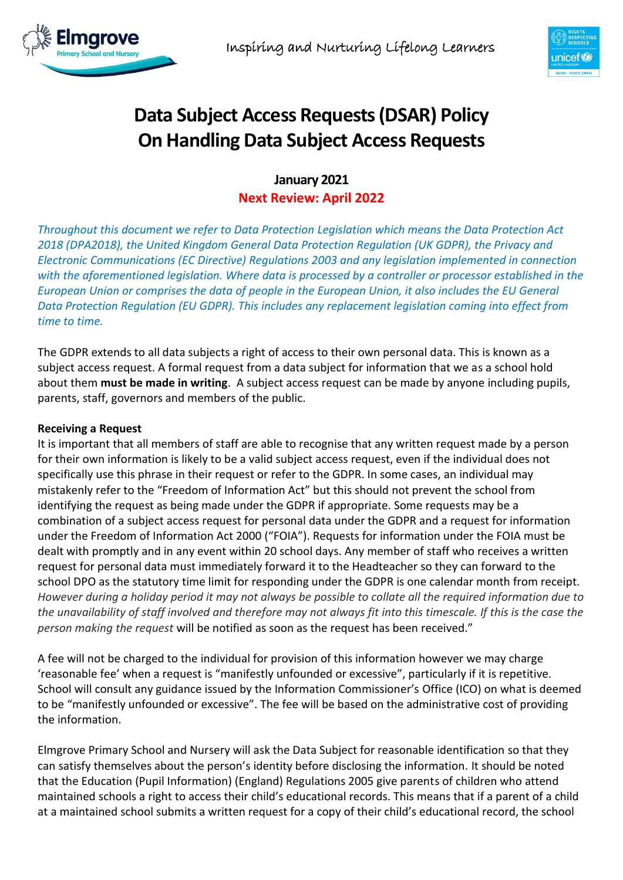Elmgrove Primary School and Nursery

Inspiring and Nurturing Lifelong Learners

# Data Subject Access Requests (DSAR) Policy On Handling Data Subject Access Requests

**January 2021**

**Next Review: April 2022**

*Throughout this document we refer to Data Protection Legislation which means the Data Protection Act 2018 (DPA2018), the United Kingdom General Data Protection Regulation (UK GDPR), the Privacy and Electronic Communications (EC Directive) Regulations 2003 and any legislation implemented in connection with the aforementioned legislation. Where data is processed by a controller or processor established in the European Union or comprises the data of people in the European Union, it also includes the EU General Data Protection Regulation (EU GDPR). This includes any replacement legislation coming into effect from time to time.*

The GDPR extends to all data subjects a right of access to their own personal data. This is known as a subject access request. A formal request from a data subject for information that we as a school hold about them **must be made in writing**. A subject access request can be made by anyone including pupils, parents, staff, governors and members of the public.

**Receiving a Request**

It is important that all members of staff are able to recognise that any written request made by a person for their own information is likely to be a valid subject access request, even if the individual does not specifically use this phrase in their request or refer to the GDPR. In some cases, an individual may mistakenly refer to the "Freedom of Information Act" but this should not prevent the school from identifying the request as being made under the GDPR if appropriate. Some requests may be a combination of a subject access request for personal data under the GDPR and a request for information under the Freedom of Information Act 2000 ("FOIA"). Requests for information under the FOIA must be dealt with promptly and in any event within 20 school days. Any member of staff who receives a written request for personal data must immediately forward it to the Headteacher so they can forward to the school DPO as the statutory time limit for responding under the GDPR is one calendar month from receipt. *However during a holiday period it may not always be possible to collate all the required information due to the unavailability of staff involved and therefore may not always fit into this timescale. If this is the case the person making the request* will be notified as soon as the request has been received."

A fee will not be charged to the individual for provision of this information however we may charge 'reasonable fee' when a request is "manifestly unfounded or excessive", particularly if it is repetitive. School will consult any guidance issued by the Information Commissioner's Office (ICO) on what is deemed to be "manifestly unfounded or excessive". The fee will be based on the administrative cost of providing the information.

Elmgrove Primary School and Nursery will ask the Data Subject for reasonable identification so that they can satisfy themselves about the person's identity before disclosing the information. It should be noted that the Education (Pupil Information) (England) Regulations 2005 give parents of children who attend maintained schools a right to access their child's educational records. This means that if a parent of a child at a maintained school submits a written request for a copy of their child's educational record, the school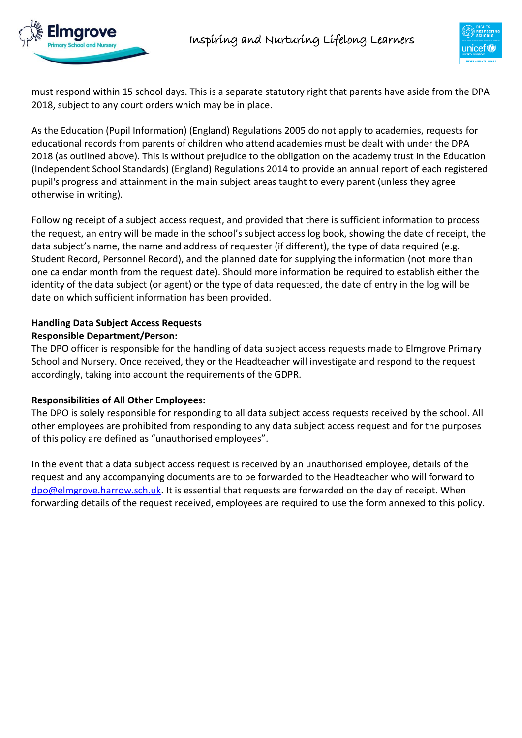must respond within 15 school days. This is a separate statutory right that parents have aside from the DPA 2018, subject to any court orders which may be in place.

As the Education (Pupil Information) (England) Regulations 2005 do not apply to academies, requests for educational records from parents of children who attend academies must be dealt with under the DPA 2018 (as outlined above). This is without prejudice to the obligation on the academy trust in the Education (Independent School Standards) (England) Regulations 2014 to provide an annual report of each registered pupil's progress and attainment in the main subject areas taught to every parent (unless they agree otherwise in writing).

Following receipt of a subject access request, and provided that there is sufficient information to process the request, an entry will be made in the school's subject access log book, showing the date of receipt, the data subject's name, the name and address of requester (if different), the type of data required (e.g. Student Record, Personnel Record), and the planned date for supplying the information (not more than one calendar month from the request date). Should more information be required to establish either the identity of the data subject (or agent) or the type of data requested, the date of entry in the log will be date on which sufficient information has been provided.

**Handling Data Subject Access Requests**
**Responsible Department/Person:**
The DPO officer is responsible for the handling of data subject access requests made to Elmgrove Primary School and Nursery. Once received, they or the Headteacher will investigate and respond to the request accordingly, taking into account the requirements of the GDPR.

**Responsibilities of All Other Employees:**
The DPO is solely responsible for responding to all data subject access requests received by the school. All other employees are prohibited from responding to any data subject access request and for the purposes of this policy are defined as "unauthorised employees".

In the event that a data subject access request is received by an unauthorised employee, details of the request and any accompanying documents are to be forwarded to the Headteacher who will forward to dpo@elmgrove.harrow.sch.uk. It is essential that requests are forwarded on the day of receipt. When forwarding details of the request received, employees are required to use the form annexed to this policy.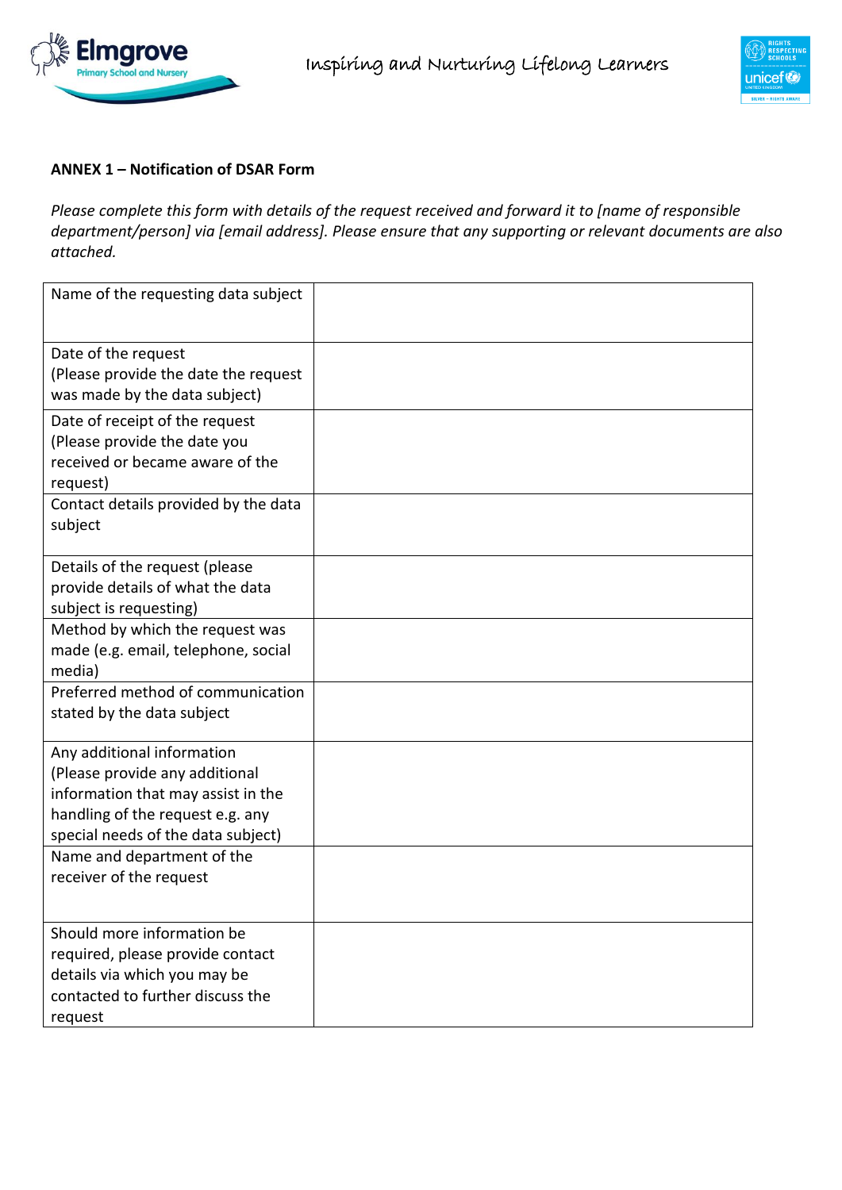**ANNEX 1 – Notification of DSAR Form**

*Please complete this form with details of the request received and forward it to [name of responsible department/person] via [email address]. Please ensure that any supporting or relevant documents are also attached.*

| | |
|---|---|
| Name of the requesting data subject | |
| Date of the request (Please provide the date the request was made by the data subject) | |
| Date of receipt of the request (Please provide the date you received or became aware of the request) | |
| Contact details provided by the data subject | |
| Details of the request (please provide details of what the data subject is requesting) | |
| Method by which the request was made (e.g. email, telephone, social media) | |
| Preferred method of communication stated by the data subject | |
| Any additional information (Please provide any additional information that may assist in the handling of the request e.g. any special needs of the data subject) | |
| Name and department of the receiver of the request | |
| Should more information be required, please provide contact details via which you may be contacted to further discuss the request | |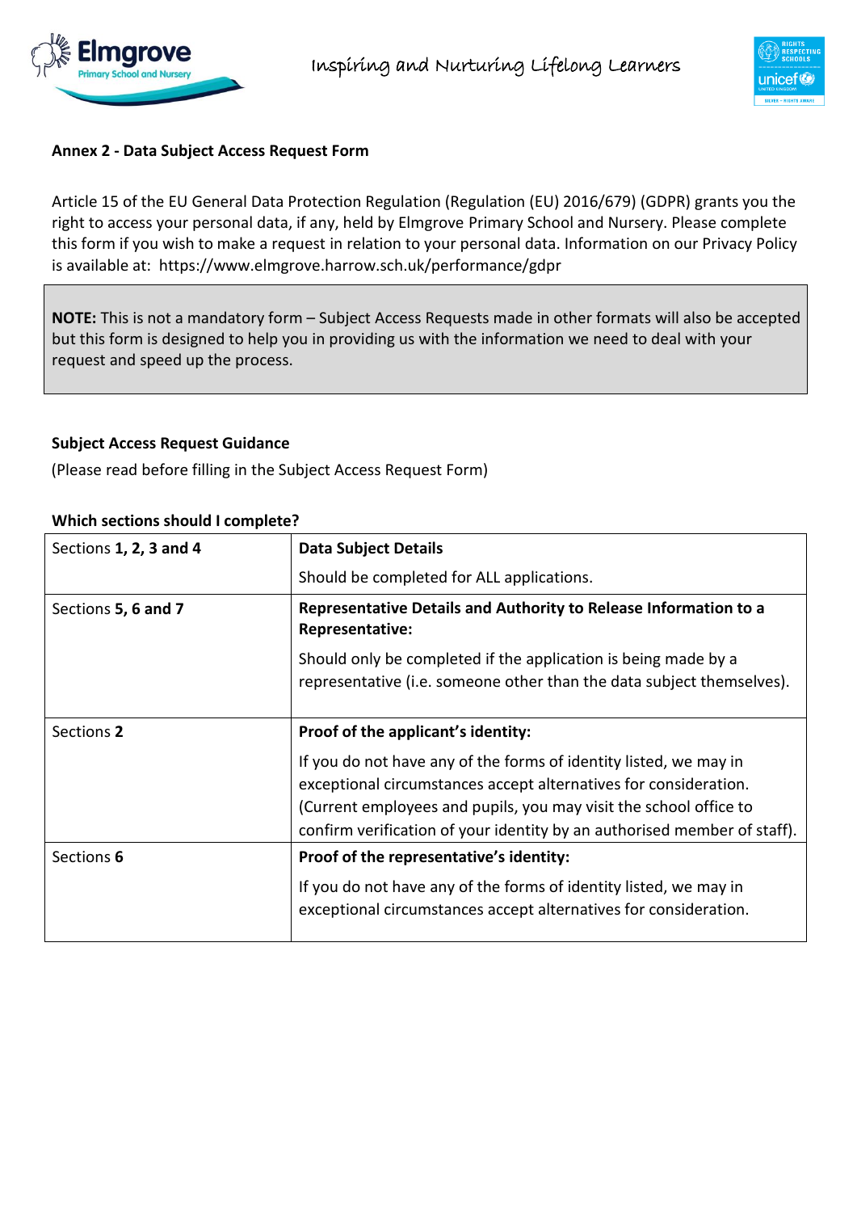**Annex 2 - Data Subject Access Request Form**

Article 15 of the EU General Data Protection Regulation (Regulation (EU) 2016/679) (GDPR) grants you the right to access your personal data, if any, held by Elmgrove Primary School and Nursery. Please complete this form if you wish to make a request in relation to your personal data. Information on our Privacy Policy is available at: https://www.elmgrove.harrow.sch.uk/performance/gdpr

**NOTE:** This is not a mandatory form – Subject Access Requests made in other formats will also be accepted but this form is designed to help you in providing us with the information we need to deal with your request and speed up the process.

**Subject Access Request Guidance**

(Please read before filling in the Subject Access Request Form)

**Which sections should I complete?**

| | |
|---|---|
| Sections **1, 2, 3 and 4** | **Data Subject Details**<br>Should be completed for ALL applications. |
| Sections **5, 6 and 7** | **Representative Details and Authority to Release Information to a Representative:**<br>Should only be completed if the application is being made by a representative (i.e. someone other than the data subject themselves). |
| Sections **2** | **Proof of the applicant's identity:**<br>If you do not have any of the forms of identity listed, we may in exceptional circumstances accept alternatives for consideration. (Current employees and pupils, you may visit the school office to confirm verification of your identity by an authorised member of staff). |
| Sections **6** | **Proof of the representative's identity:**<br>If you do not have any of the forms of identity listed, we may in exceptional circumstances accept alternatives for consideration. |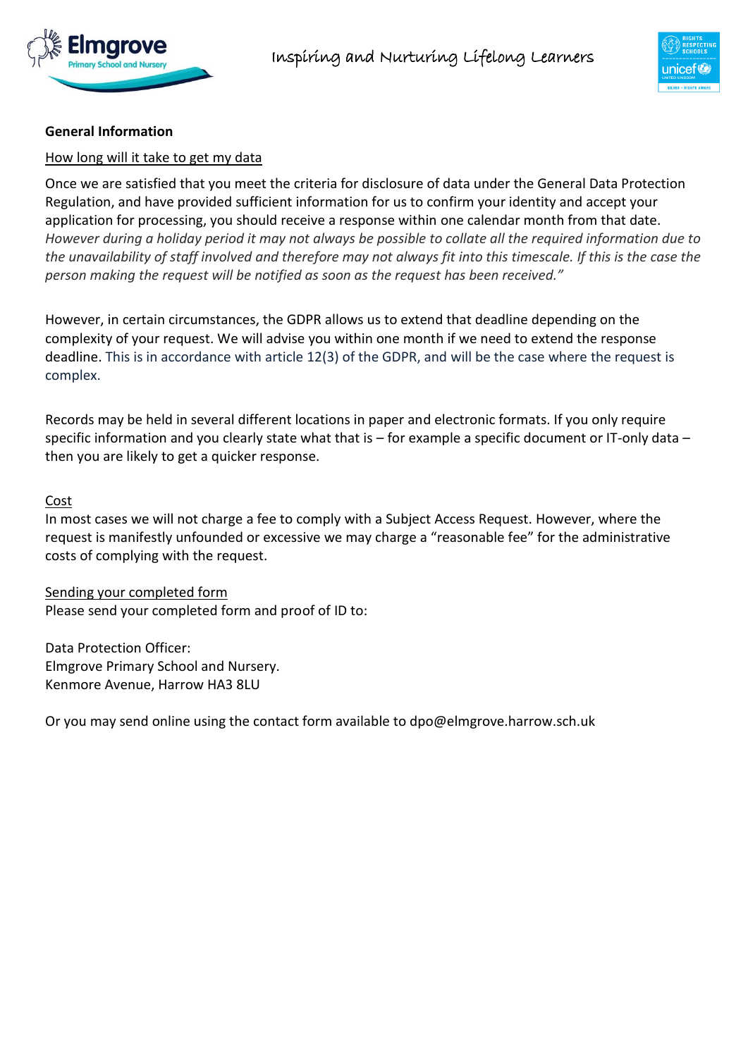**General Information**

How long will it take to get my data

Once we are satisfied that you meet the criteria for disclosure of data under the General Data Protection Regulation, and have provided sufficient information for us to confirm your identity and accept your application for processing, you should receive a response within one calendar month from that date. *However during a holiday period it may not always be possible to collate all the required information due to the unavailability of staff involved and therefore may not always fit into this timescale. If this is the case the person making the request will be notified as soon as the request has been received."*

However, in certain circumstances, the GDPR allows us to extend that deadline depending on the complexity of your request. We will advise you within one month if we need to extend the response deadline. This is in accordance with article 12(3) of the GDPR, and will be the case where the request is complex.

Records may be held in several different locations in paper and electronic formats. If you only require specific information and you clearly state what that is – for example a specific document or IT-only data – then you are likely to get a quicker response.

Cost

In most cases we will not charge a fee to comply with a Subject Access Request. However, where the request is manifestly unfounded or excessive we may charge a "reasonable fee" for the administrative costs of complying with the request.

Sending your completed form

Please send your completed form and proof of ID to:

Data Protection Officer:
Elmgrove Primary School and Nursery.
Kenmore Avenue, Harrow HA3 8LU

Or you may send online using the contact form available to dpo@elmgrove.harrow.sch.uk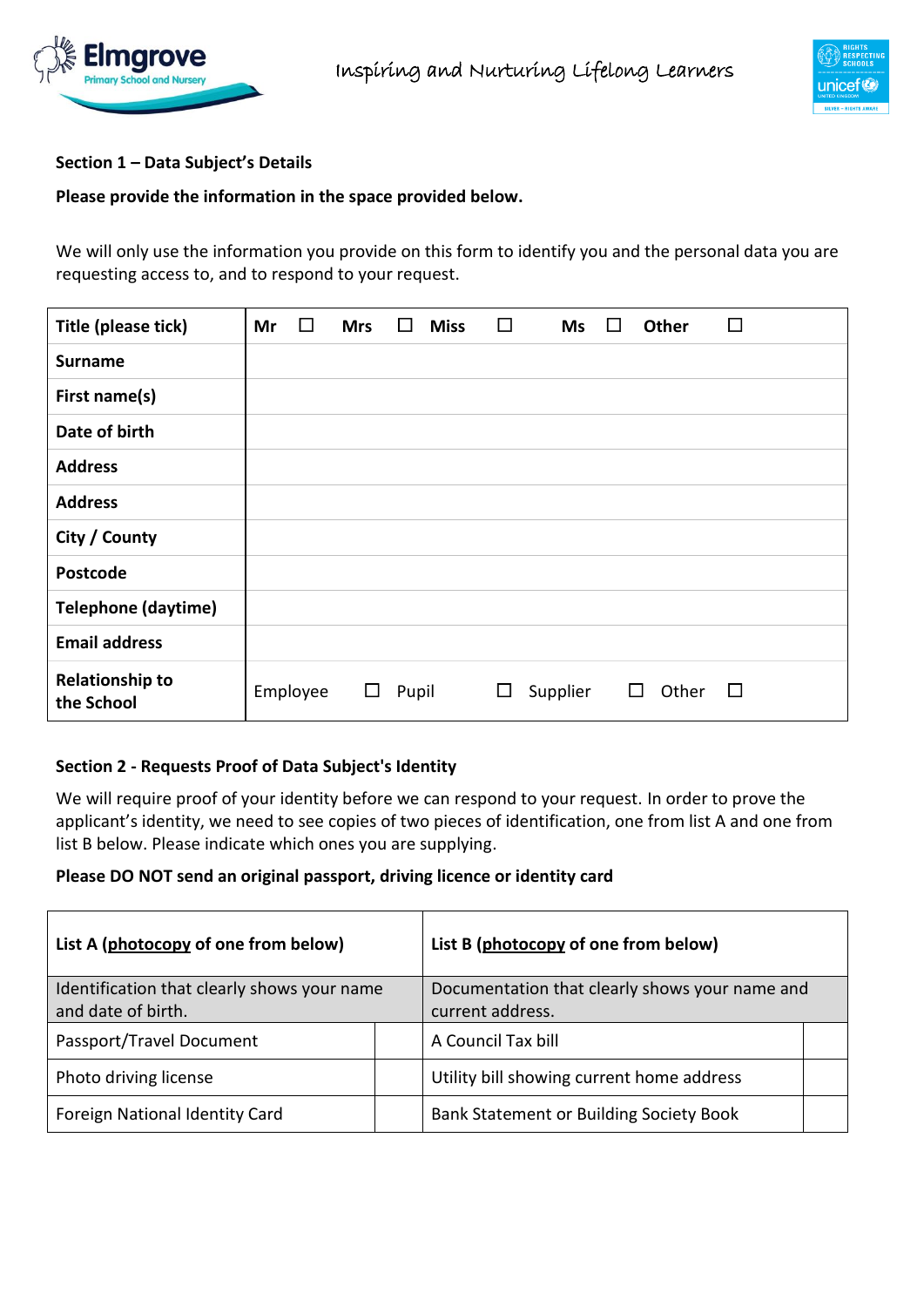**Section 1 – Data Subject's Details**

**Please provide the information in the space provided below.**

We will only use the information you provide on this form to identify you and the personal data you are requesting access to, and to respond to your request.

| **Title (please tick)** | **Mr** ☐ **Mrs** ☐ **Miss** ☐ **Ms** ☐ **Other** ☐ |
|---|---|
| **Surname** | |
| **First name(s)** | |
| **Date of birth** | |
| **Address** | |
| **Address** | |
| **City / County** | |
| **Postcode** | |
| **Telephone (daytime)** | |
| **Email address** | |
| **Relationship to the School** | Employee ☐ Pupil ☐ Supplier ☐ Other ☐ |

**Section 2 - Requests Proof of Data Subject's Identity**

We will require proof of your identity before we can respond to your request. In order to prove the applicant's identity, we need to see copies of two pieces of identification, one from list A and one from list B below. Please indicate which ones you are supplying.

**Please DO NOT send an original passport, driving licence or identity card**

| **List A (photocopy of one from below)** | | **List B (photocopy of one from below)** | |
|---|---|---|---|
| Identification that clearly shows your name and date of birth. | | Documentation that clearly shows your name and current address. | |
| Passport/Travel Document | | A Council Tax bill | |
| Photo driving license | | Utility bill showing current home address | |
| Foreign National Identity Card | | Bank Statement or Building Society Book | |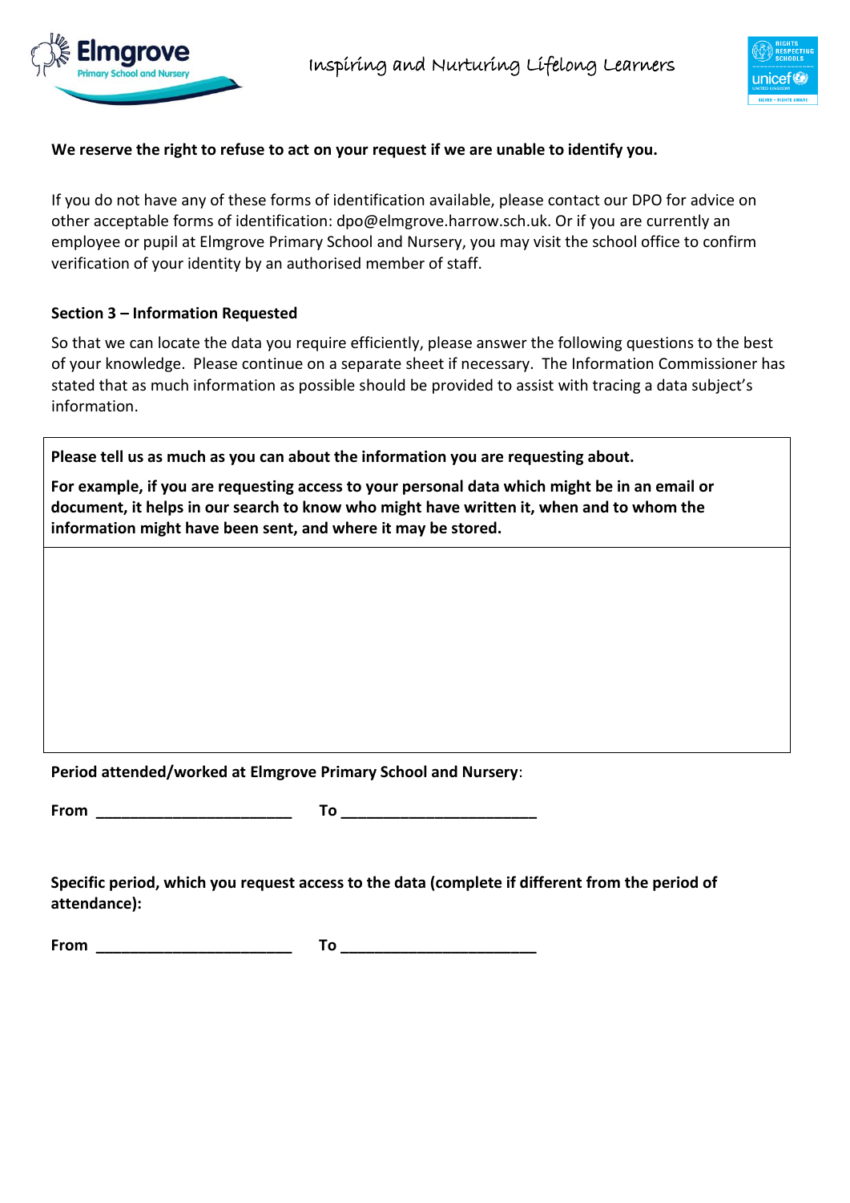**We reserve the right to refuse to act on your request if we are unable to identify you.**

If you do not have any of these forms of identification available, please contact our DPO for advice on other acceptable forms of identification: dpo@elmgrove.harrow.sch.uk. Or if you are currently an employee or pupil at Elmgrove Primary School and Nursery, you may visit the school office to confirm verification of your identity by an authorised member of staff.

### Section 3 – Information Requested

So that we can locate the data you require efficiently, please answer the following questions to the best of your knowledge. Please continue on a separate sheet if necessary. The Information Commissioner has stated that as much information as possible should be provided to assist with tracing a data subject's information.

| **Please tell us as much as you can about the information you are requesting about.**<br><br>**For example, if you are requesting access to your personal data which might be in an email or document, it helps in our search to know who might have written it, when and to whom the information might have been sent, and where it may be stored.** |
|---|
| |

**Period attended/worked at Elmgrove Primary School and Nursery**:

**From** ________________________ **To** ________________________

**Specific period, which you request access to the data (complete if different from the period of attendance):**

**From** ________________________ **To** ________________________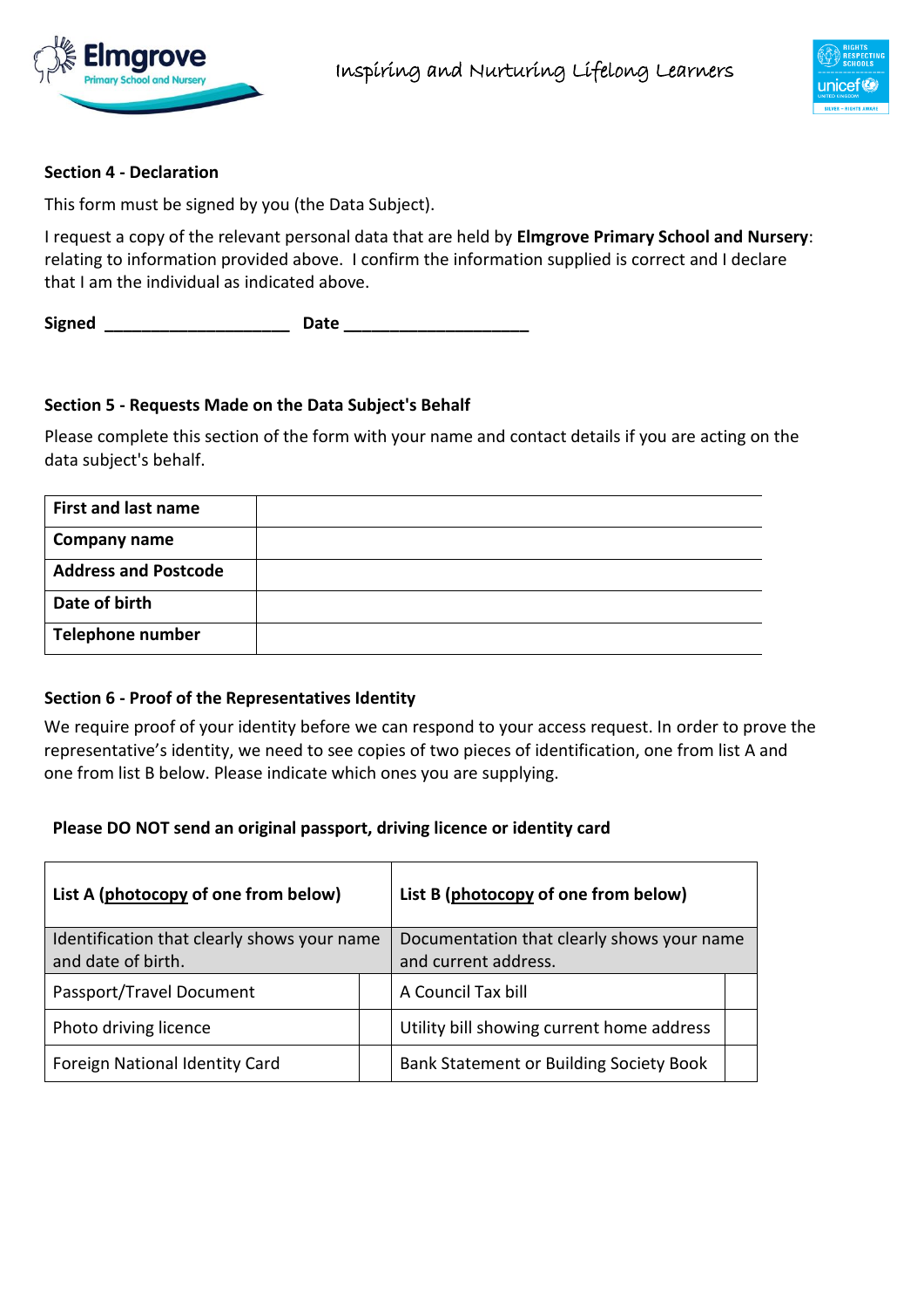### Section 4 - Declaration

This form must be signed by you (the Data Subject).

I request a copy of the relevant personal data that are held by **Elmgrove Primary School and Nursery**: relating to information provided above. I confirm the information supplied is correct and I declare that I am the individual as indicated above.

**Signed** ____________________ **Date** ____________________

### Section 5 - Requests Made on the Data Subject's Behalf

Please complete this section of the form with your name and contact details if you are acting on the data subject's behalf.

| **First and last name** | |
|---|---|
| **Company name** | |
| **Address and Postcode** | |
| **Date of birth** | |
| **Telephone number** | |

### Section 6 - Proof of the Representatives Identity

We require proof of your identity before we can respond to your access request. In order to prove the representative's identity, we need to see copies of two pieces of identification, one from list A and one from list B below. Please indicate which ones you are supplying.

**Please DO NOT send an original passport, driving licence or identity card**

| **List A (photocopy of one from below)** | | **List B (photocopy of one from below)** | |
|---|---|---|---|
| Identification that clearly shows your name and date of birth. | | Documentation that clearly shows your name and current address. | |
| Passport/Travel Document | | A Council Tax bill | |
| Photo driving licence | | Utility bill showing current home address | |
| Foreign National Identity Card | | Bank Statement or Building Society Book | |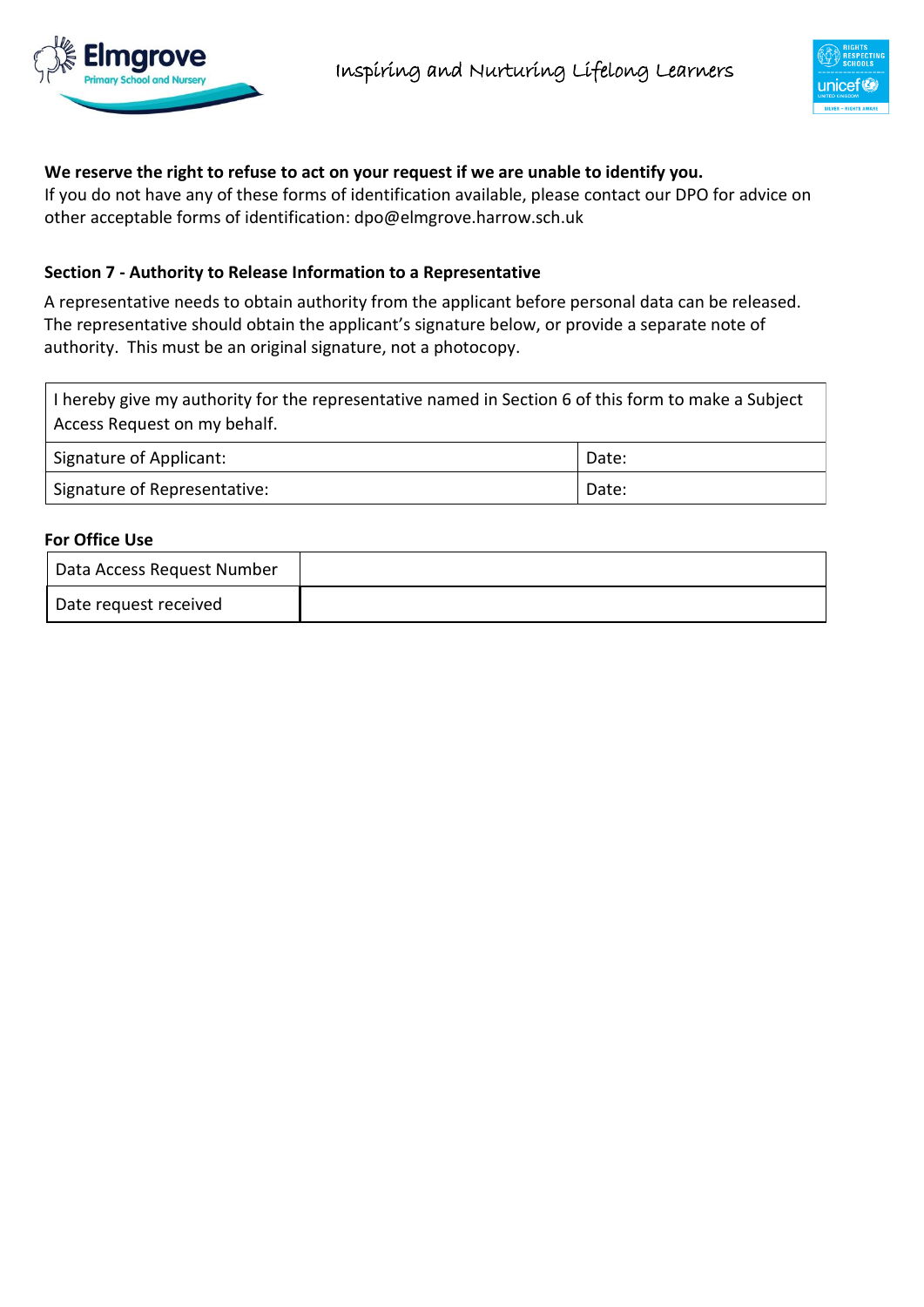**We reserve the right to refuse to act on your request if we are unable to identify you.**
If you do not have any of these forms of identification available, please contact our DPO for advice on other acceptable forms of identification: dpo@elmgrove.harrow.sch.uk

### Section 7 - Authority to Release Information to a Representative

A representative needs to obtain authority from the applicant before personal data can be released. The representative should obtain the applicant's signature below, or provide a separate note of authority. This must be an original signature, not a photocopy.

| | |
|---|---|
| I hereby give my authority for the representative named in Section 6 of this form to make a Subject Access Request on my behalf. | |
| Signature of Applicant: | Date: |
| Signature of Representative: | Date: |

**For Office Use**

| | |
|---|---|
| Data Access Request Number | |
| Date request received | |